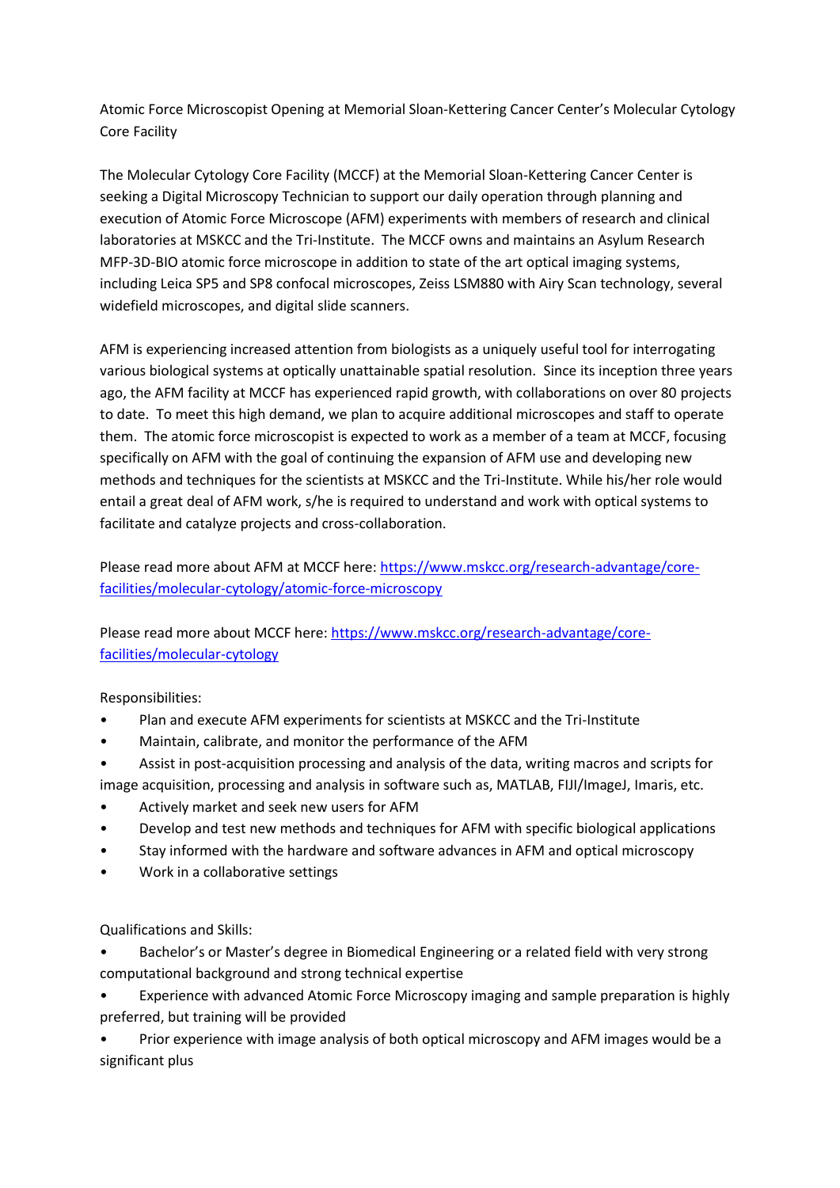# Atomic Force Microscopist Opening at Memorial Sloan-Kettering Cancer Center's Molecular Cytology Core Facility

The Molecular Cytology Core Facility (MCCF) at the Memorial Sloan-Kettering Cancer Center is seeking a Digital Microscopy Technician to support our daily operation through planning and execution of Atomic Force Microscope (AFM) experiments with members of research and clinical laboratories at MSKCC and the Tri-Institute. The MCCF owns and maintains an Asylum Research MFP-3D-BIO atomic force microscope in addition to state of the art optical imaging systems, including Leica SP5 and SP8 confocal microscopes, Zeiss LSM880 with Airy Scan technology, several widefield microscopes, and digital slide scanners.

AFM is experiencing increased attention from biologists as a uniquely useful tool for interrogating various biological systems at optically unattainable spatial resolution. Since its inception three years ago, the AFM facility at MCCF has experienced rapid growth, with collaborations on over 80 projects to date. To meet this high demand, we plan to acquire additional microscopes and staff to operate them. The atomic force microscopist is expected to work as a member of a team at MCCF, focusing specifically on AFM with the goal of continuing the expansion of AFM use and developing new methods and techniques for the scientists at MSKCC and the Tri-Institute. While his/her role would entail a great deal of AFM work, s/he is required to understand and work with optical systems to facilitate and catalyze projects and cross-collaboration.

Please read more about AFM at MCCF here: [https://www.mskcc.org/research-advantage/core-facilities/molecular-cytology/atomic-force-microscopy](https://www.mskcc.org/research-advantage/core-facilities/molecular-cytology/atomic-force-microscopy)

Please read more about MCCF here: [https://www.mskcc.org/research-advantage/core-facilities/molecular-cytology](https://www.mskcc.org/research-advantage/core-facilities/molecular-cytology)

Responsibilities:

- Plan and execute AFM experiments for scientists at MSKCC and the Tri-Institute
- Maintain, calibrate, and monitor the performance of the AFM
- Assist in post-acquisition processing and analysis of the data, writing macros and scripts for image acquisition, processing and analysis in software such as, MATLAB, FIJI/ImageJ, Imaris, etc.
- Actively market and seek new users for AFM
- Develop and test new methods and techniques for AFM with specific biological applications
- Stay informed with the hardware and software advances in AFM and optical microscopy
- Work in a collaborative settings

Qualifications and Skills:

- Bachelor's or Master's degree in Biomedical Engineering or a related field with very strong computational background and strong technical expertise
- Experience with advanced Atomic Force Microscopy imaging and sample preparation is highly preferred, but training will be provided
- Prior experience with image analysis of both optical microscopy and AFM images would be a significant plus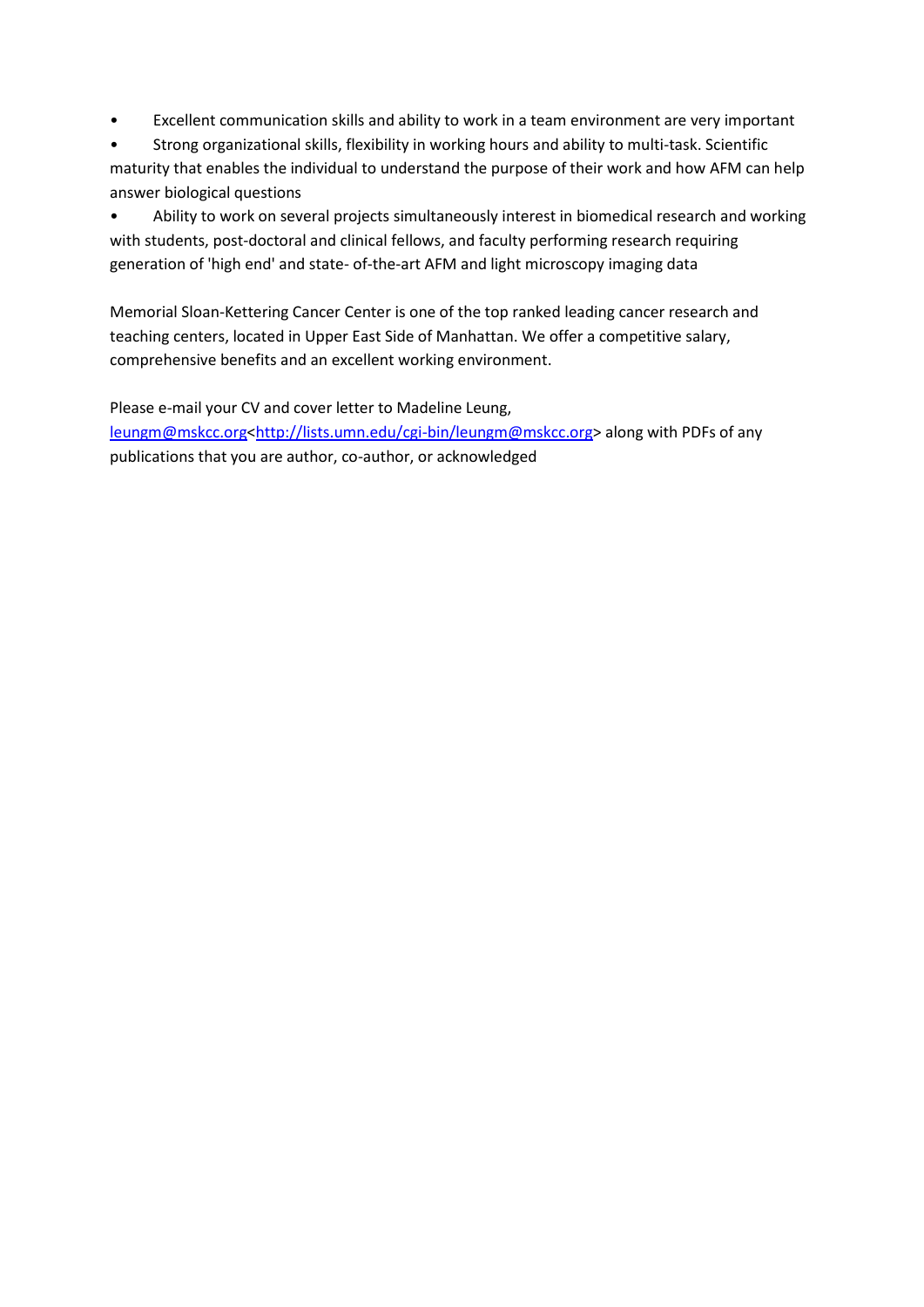- Excellent communication skills and ability to work in a team environment are very important
- Strong organizational skills, flexibility in working hours and ability to multi-task. Scientific maturity that enables the individual to understand the purpose of their work and how AFM can help answer biological questions
- Ability to work on several projects simultaneously interest in biomedical research and working with students, post-doctoral and clinical fellows, and faculty performing research requiring generation of 'high end' and state- of-the-art AFM and light microscopy imaging data

Memorial Sloan-Kettering Cancer Center is one of the top ranked leading cancer research and teaching centers, located in Upper East Side of Manhattan. We offer a competitive salary, comprehensive benefits and an excellent working environment.

Please e-mail your CV and cover letter to Madeline Leung, leungm@mskcc.org<http://lists.umn.edu/cgi-bin/leungm@mskcc.org> along with PDFs of any publications that you are author, co-author, or acknowledged